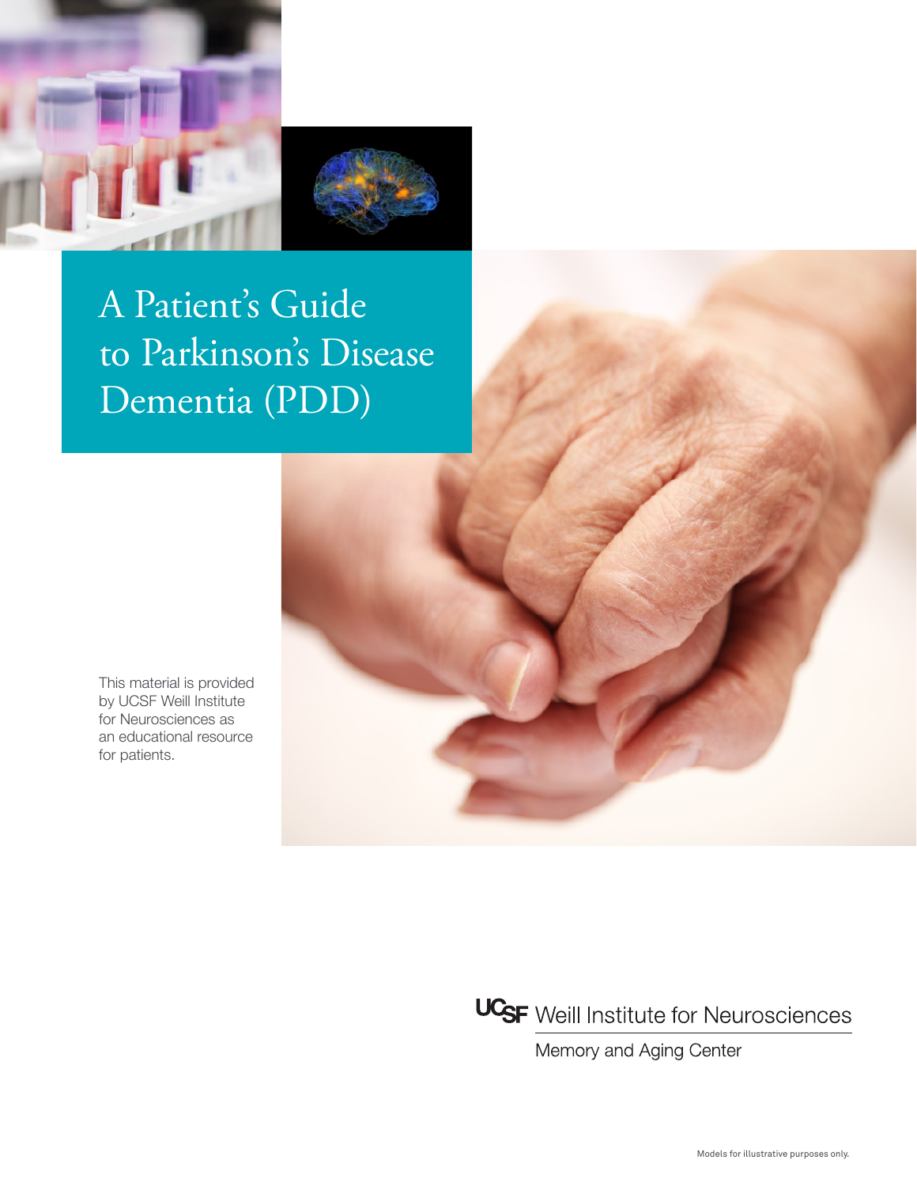# A Patient's Guide to Parkinson's Disease Dementia (PDD)

This material is provided by UCSF Weill Institute for Neurosciences as an educational resource for patients.

UCSF Weill Institute for Neurosciences

Memory and Aging Center

Models for illustrative purposes only.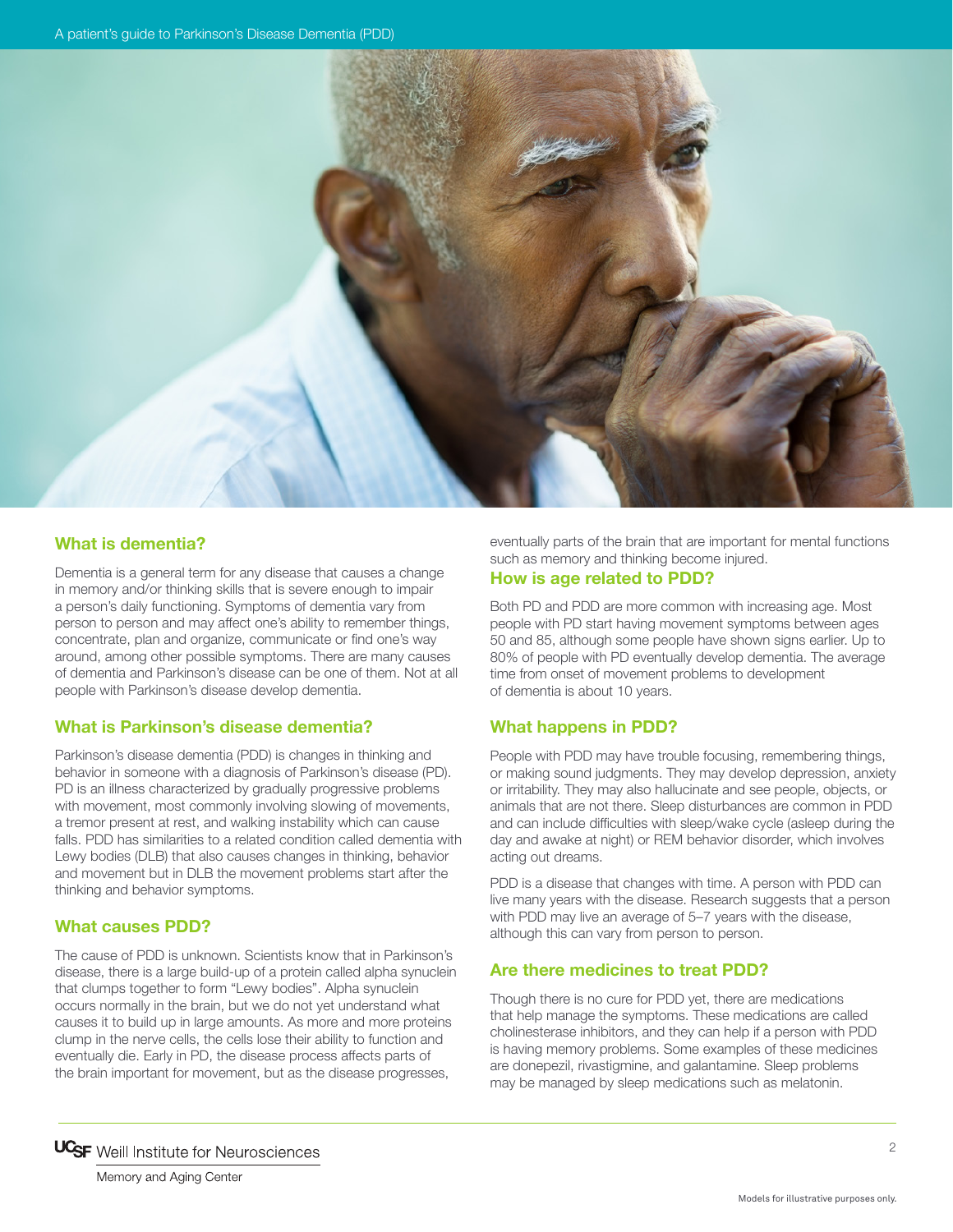## What is dementia?

Dementia is a general term for any disease that causes a change in memory and/or thinking skills that is severe enough to impair a person's daily functioning. Symptoms of dementia vary from person to person and may affect one's ability to remember things, concentrate, plan and organize, communicate or find one's way around, among other possible symptoms. There are many causes of dementia and Parkinson's disease can be one of them. Not at all people with Parkinson's disease develop dementia.

## What is Parkinson's disease dementia?

Parkinson's disease dementia (PDD) is changes in thinking and behavior in someone with a diagnosis of Parkinson's disease (PD). PD is an illness characterized by gradually progressive problems with movement, most commonly involving slowing of movements, a tremor present at rest, and walking instability which can cause falls. PDD has similarities to a related condition called dementia with Lewy bodies (DLB) that also causes changes in thinking, behavior and movement but in DLB the movement problems start after the thinking and behavior symptoms.

## What causes PDD?

The cause of PDD is unknown. Scientists know that in Parkinson's disease, there is a large build-up of a protein called alpha synuclein that clumps together to form "Lewy bodies". Alpha synuclein occurs normally in the brain, but we do not yet understand what causes it to build up in large amounts. As more and more proteins clump in the nerve cells, the cells lose their ability to function and eventually die. Early in PD, the disease process affects parts of the brain important for movement, but as the disease progresses, eventually parts of the brain that are important for mental functions such as memory and thinking become injured.

## How is age related to PDD?

Both PD and PDD are more common with increasing age. Most people with PD start having movement symptoms between ages 50 and 85, although some people have shown signs earlier. Up to 80% of people with PD eventually develop dementia. The average time from onset of movement problems to development of dementia is about 10 years.

## What happens in PDD?

People with PDD may have trouble focusing, remembering things, or making sound judgments. They may develop depression, anxiety or irritability. They may also hallucinate and see people, objects, or animals that are not there. Sleep disturbances are common in PDD and can include difficulties with sleep/wake cycle (asleep during the day and awake at night) or REM behavior disorder, which involves acting out dreams.

PDD is a disease that changes with time. A person with PDD can live many years with the disease. Research suggests that a person with PDD may live an average of 5–7 years with the disease, although this can vary from person to person.

## Are there medicines to treat PDD?

Though there is no cure for PDD yet, there are medications that help manage the symptoms. These medications are called cholinesterase inhibitors, and they can help if a person with PDD is having memory problems. Some examples of these medicines are donepezil, rivastigmine, and galantamine. Sleep problems may be managed by sleep medications such as melatonin.

Models for illustrative purposes only.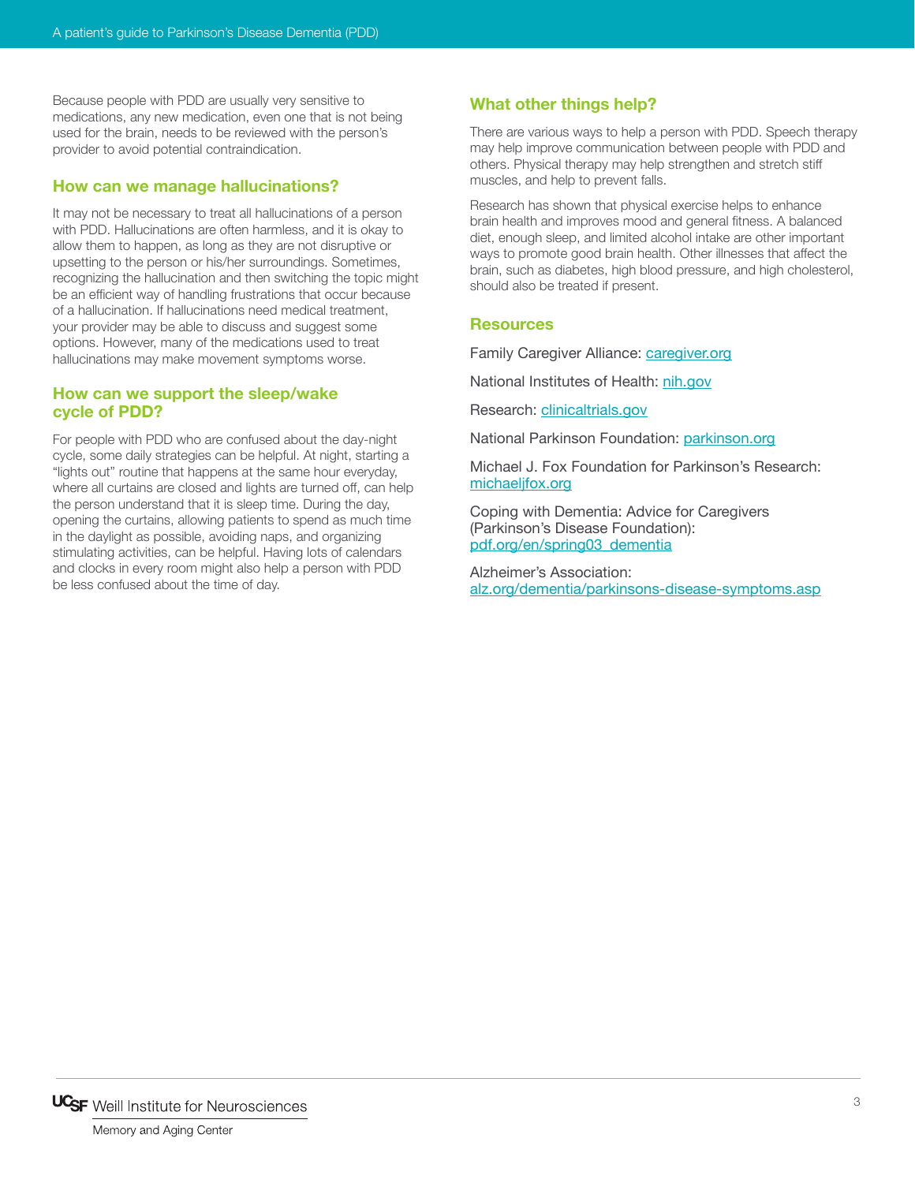Because people with PDD are usually very sensitive to medications, any new medication, even one that is not being used for the brain, needs to be reviewed with the person's provider to avoid potential contraindication.

## How can we manage hallucinations?

It may not be necessary to treat all hallucinations of a person with PDD. Hallucinations are often harmless, and it is okay to allow them to happen, as long as they are not disruptive or upsetting to the person or his/her surroundings. Sometimes, recognizing the hallucination and then switching the topic might be an efficient way of handling frustrations that occur because of a hallucination. If hallucinations need medical treatment, your provider may be able to discuss and suggest some options. However, many of the medications used to treat hallucinations may make movement symptoms worse.

## How can we support the sleep/wake cycle of PDD?

For people with PDD who are confused about the day-night cycle, some daily strategies can be helpful. At night, starting a "lights out" routine that happens at the same hour everyday, where all curtains are closed and lights are turned off, can help the person understand that it is sleep time. During the day, opening the curtains, allowing patients to spend as much time in the daylight as possible, avoiding naps, and organizing stimulating activities, can be helpful. Having lots of calendars and clocks in every room might also help a person with PDD be less confused about the time of day.

## What other things help?

There are various ways to help a person with PDD. Speech therapy may help improve communication between people with PDD and others. Physical therapy may help strengthen and stretch stiff muscles, and help to prevent falls.

Research has shown that physical exercise helps to enhance brain health and improves mood and general fitness. A balanced diet, enough sleep, and limited alcohol intake are other important ways to promote good brain health. Other illnesses that affect the brain, such as diabetes, high blood pressure, and high cholesterol, should also be treated if present.

## Resources

Family Caregiver Alliance: caregiver.org

National Institutes of Health: nih.gov

Research: clinicaltrials.gov

National Parkinson Foundation: parkinson.org

Michael J. Fox Foundation for Parkinson's Research: michaeljfox.org

Coping with Dementia: Advice for Caregivers (Parkinson's Disease Foundation): pdf.org/en/spring03_dementia

Alzheimer's Association: alz.org/dementia/parkinsons-disease-symptoms.asp

UCSF Weill Institute for Neurosciences
Memory and Aging Center